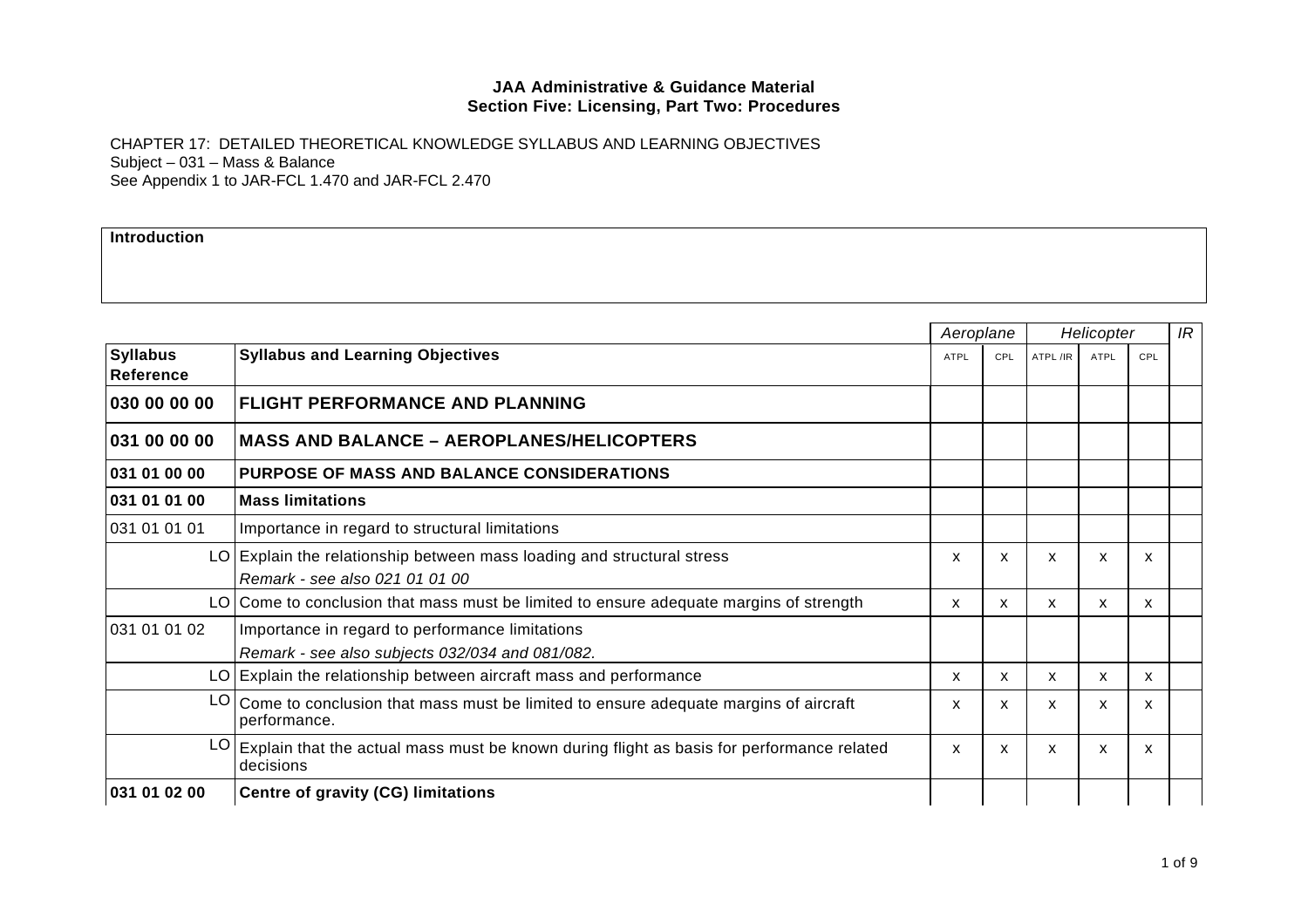**JAA Administrative & Guidance Material**
**Section Five: Licensing, Part Two: Procedures**

CHAPTER 17: DETAILED THEORETICAL KNOWLEDGE SYLLABUS AND LEARNING OBJECTIVES
Subject – 031 – Mass & Balance
See Appendix 1 to JAR-FCL 1.470 and JAR-FCL 2.470

| **Introduction** |
|---|
| |

| | | *Aeroplane* | | *Helicopter* | | | *IR* |
|---|---|---|---|---|---|---|---|
| **Syllabus Reference** | **Syllabus and Learning Objectives** | ATPL | CPL | ATPL /IR | ATPL | CPL | |
| **030 00 00 00** | **FLIGHT PERFORMANCE AND PLANNING** | | | | | | |
| **031 00 00 00** | **MASS AND BALANCE – AEROPLANES/HELICOPTERS** | | | | | | |
| **031 01 00 00** | **PURPOSE OF MASS AND BALANCE CONSIDERATIONS** | | | | | | |
| **031 01 01 00** | **Mass limitations** | | | | | | |
| 031 01 01 01 | Importance in regard to structural limitations | | | | | | |
| LO | Explain the relationship between mass loading and structural stress<br>*Remark - see also 021 01 01 00* | x | x | x | x | x | |
| LO | Come to conclusion that mass must be limited to ensure adequate margins of strength | x | x | x | x | x | |
| 031 01 01 02 | Importance in regard to performance limitations<br>*Remark - see also subjects 032/034 and 081/082.* | | | | | | |
| LO | Explain the relationship between aircraft mass and performance | x | x | x | x | x | |
| LO | Come to conclusion that mass must be limited to ensure adequate margins of aircraft performance. | x | x | x | x | x | |
| LO | Explain that the actual mass must be known during flight as basis for performance related decisions | x | x | x | x | x | |
| **031 01 02 00** | **Centre of gravity (CG) limitations** | | | | | | |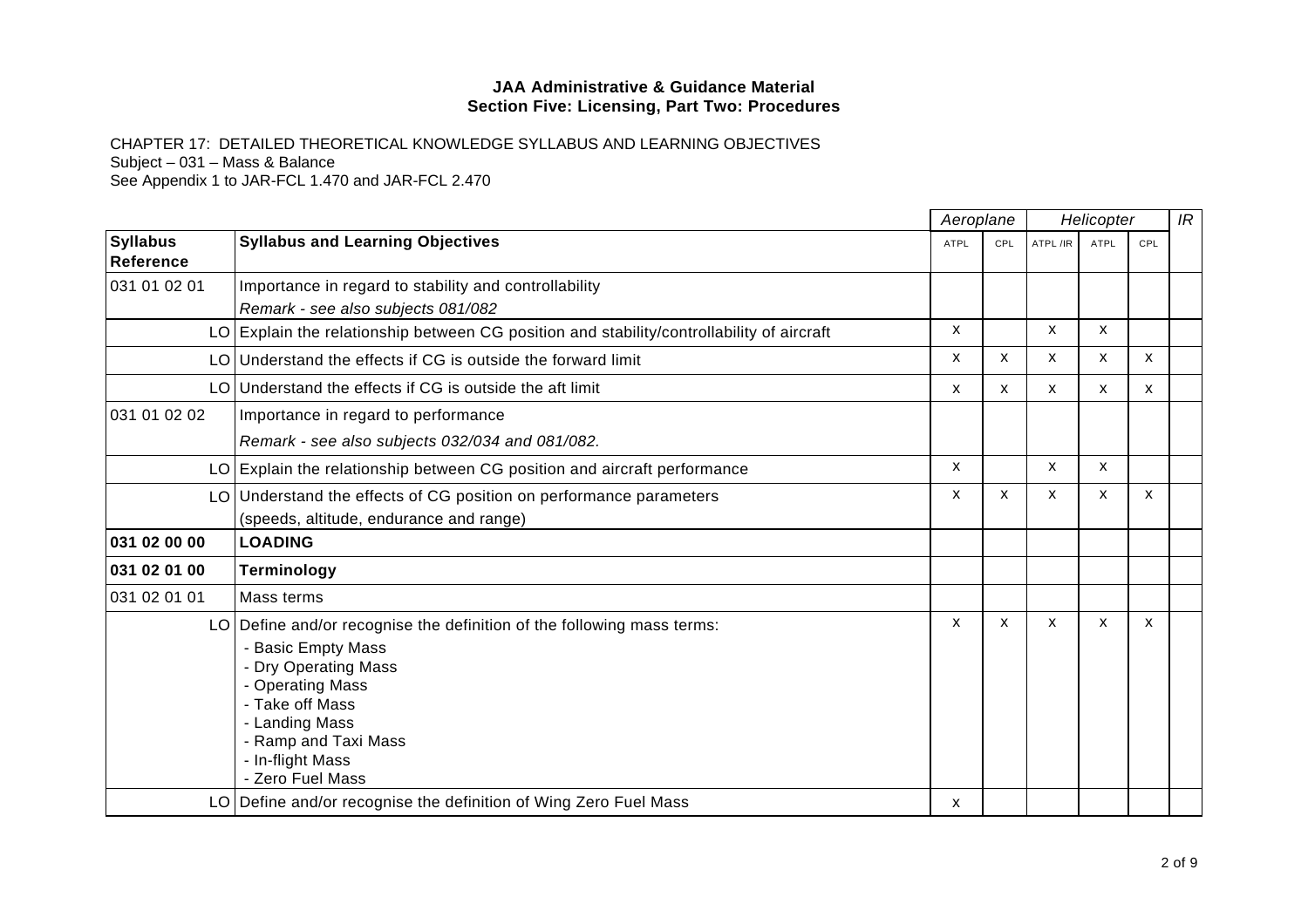**JAA Administrative & Guidance Material**
**Section Five: Licensing, Part Two: Procedures**

CHAPTER 17: DETAILED THEORETICAL KNOWLEDGE SYLLABUS AND LEARNING OBJECTIVES
Subject – 031 – Mass & Balance
See Appendix 1 to JAR-FCL 1.470 and JAR-FCL 2.470

| | | *Aeroplane* | | *Helicopter* | | | *IR* |
|---|---|---|---|---|---|---|---|
| **Syllabus Reference** | **Syllabus and Learning Objectives** | ATPL | CPL | ATPL /IR | ATPL | CPL | |
| 031 01 02 01 | Importance in regard to stability and controllability<br>*Remark - see also subjects 081/082* | | | | | | |
| LO | Explain the relationship between CG position and stability/controllability of aircraft | x | | x | x | | |
| LO | Understand the effects if CG is outside the forward limit | x | x | x | x | x | |
| LO | Understand the effects if CG is outside the aft limit | x | x | x | x | x | |
| 031 01 02 02 | Importance in regard to performance<br>*Remark - see also subjects 032/034 and 081/082.* | | | | | | |
| LO | Explain the relationship between CG position and aircraft performance | x | | x | x | | |
| LO | Understand the effects of CG position on performance parameters (speeds, altitude, endurance and range) | x | x | x | x | x | |
| **031 02 00 00** | **LOADING** | | | | | | |
| **031 02 01 00** | **Terminology** | | | | | | |
| 031 02 01 01 | Mass terms | | | | | | |
| LO | Define and/or recognise the definition of the following mass terms:<br>- Basic Empty Mass<br>- Dry Operating Mass<br>- Operating Mass<br>- Take off Mass<br>- Landing Mass<br>- Ramp and Taxi Mass<br>- In-flight Mass<br>- Zero Fuel Mass | x | x | x | x | x | |
| LO | Define and/or recognise the definition of Wing Zero Fuel Mass | x | | | | | |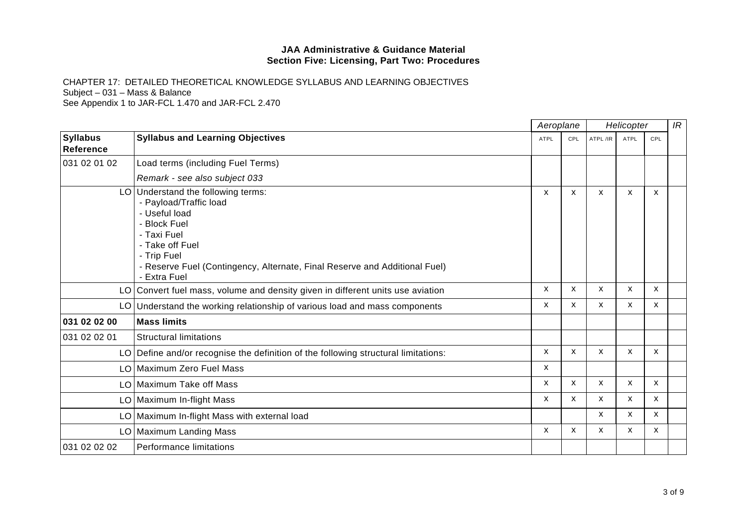**JAA Administrative & Guidance Material**
**Section Five: Licensing, Part Two: Procedures**

CHAPTER 17: DETAILED THEORETICAL KNOWLEDGE SYLLABUS AND LEARNING OBJECTIVES
Subject – 031 – Mass & Balance
See Appendix 1 to JAR-FCL 1.470 and JAR-FCL 2.470

| | | *Aeroplane* | | *Helicopter* | | | *IR* |
|---|---|---|---|---|---|---|---|
| **Syllabus Reference** | **Syllabus and Learning Objectives** | ATPL | CPL | ATPL /IR | ATPL | CPL | |
| 031 02 01 02 | Load terms (including Fuel Terms) | | | | | | |
| | *Remark - see also subject 033* | | | | | | |
| LO | Understand the following terms:<br>- Payload/Traffic load<br>- Useful load<br>- Block Fuel<br>- Taxi Fuel<br>- Take off Fuel<br>- Trip Fuel<br>- Reserve Fuel (Contingency, Alternate, Final Reserve and Additional Fuel)<br>- Extra Fuel | x | x | x | x | x | |
| LO | Convert fuel mass, volume and density given in different units use aviation | x | x | x | x | x | |
| LO | Understand the working relationship of various load and mass components | x | x | x | x | x | |
| **031 02 02 00** | **Mass limits** | | | | | | |
| 031 02 02 01 | Structural limitations | | | | | | |
| LO | Define and/or recognise the definition of the following structural limitations: | x | x | x | x | x | |
| LO | Maximum Zero Fuel Mass | x | | | | | |
| LO | Maximum Take off Mass | x | x | x | x | x | |
| LO | Maximum In-flight Mass | x | x | x | x | x | |
| LO | Maximum In-flight Mass with external load | | | x | x | x | |
| LO | Maximum Landing Mass | x | x | x | x | x | |
| 031 02 02 02 | Performance limitations | | | | | | |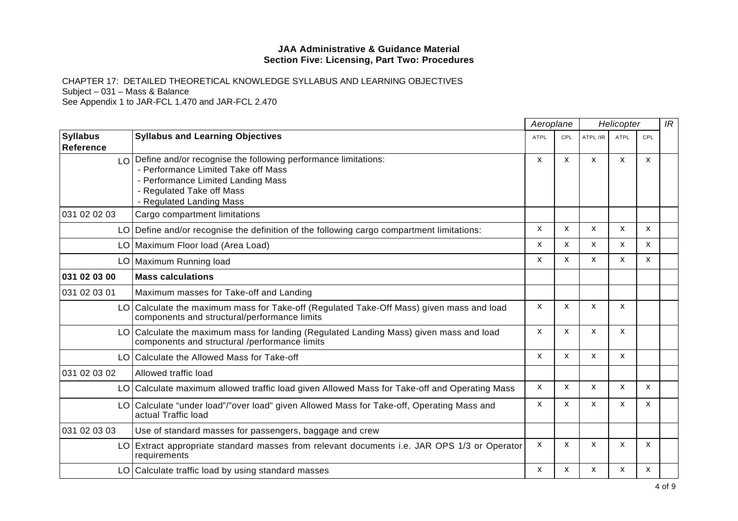**JAA Administrative & Guidance Material**
**Section Five: Licensing, Part Two: Procedures**

CHAPTER 17: DETAILED THEORETICAL KNOWLEDGE SYLLABUS AND LEARNING OBJECTIVES
Subject – 031 – Mass & Balance
See Appendix 1 to JAR-FCL 1.470 and JAR-FCL 2.470

| | | *Aeroplane* | | *Helicopter* | | | *IR* |
|---|---|---|---|---|---|---|---|
| **Syllabus Reference** | **Syllabus and Learning Objectives** | ATPL | CPL | ATPL /IR | ATPL | CPL | |
| LO | Define and/or recognise the following performance limitations:<br>- Performance Limited Take off Mass<br>- Performance Limited Landing Mass<br>- Regulated Take off Mass<br>- Regulated Landing Mass | x | x | x | x | x | |
| 031 02 02 03 | Cargo compartment limitations | | | | | | |
| LO | Define and/or recognise the definition of the following cargo compartment limitations: | x | x | x | x | x | |
| LO | Maximum Floor load (Area Load) | x | x | x | x | x | |
| LO | Maximum Running load | x | x | x | x | x | |
| **031 02 03 00** | **Mass calculations** | | | | | | |
| 031 02 03 01 | Maximum masses for Take-off and Landing | | | | | | |
| LO | Calculate the maximum mass for Take-off (Regulated Take-Off Mass) given mass and load components and structural/performance limits | x | x | x | x | | |
| LO | Calculate the maximum mass for landing (Regulated Landing Mass) given mass and load components and structural /performance limits | x | x | x | x | | |
| LO | Calculate the Allowed Mass for Take-off | x | x | x | x | | |
| 031 02 03 02 | Allowed traffic load | | | | | | |
| LO | Calculate maximum allowed traffic load given Allowed Mass for Take-off and Operating Mass | x | x | x | x | x | |
| LO | Calculate "under load"/"over load" given Allowed Mass for Take-off, Operating Mass and actual Traffic load | x | x | x | x | x | |
| 031 02 03 03 | Use of standard masses for passengers, baggage and crew | | | | | | |
| LO | Extract appropriate standard masses from relevant documents i.e. JAR OPS 1/3 or Operator requirements | x | x | x | x | x | |
| LO | Calculate traffic load by using standard masses | x | x | x | x | x | |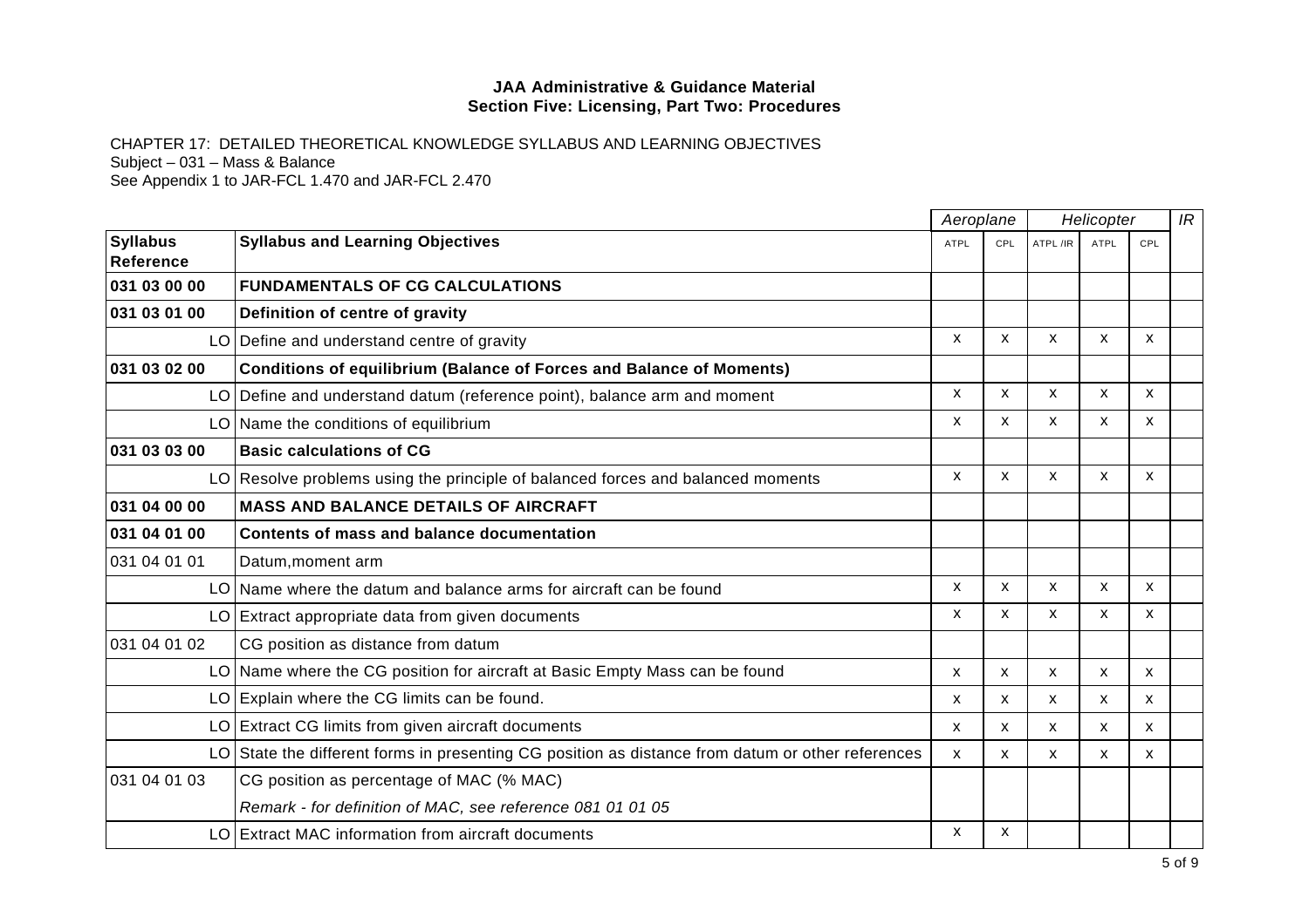**JAA Administrative & Guidance Material**
**Section Five: Licensing, Part Two: Procedures**

CHAPTER 17: DETAILED THEORETICAL KNOWLEDGE SYLLABUS AND LEARNING OBJECTIVES
Subject – 031 – Mass & Balance
See Appendix 1 to JAR-FCL 1.470 and JAR-FCL 2.470

| | | *Aeroplane* | | *Helicopter* | | | *IR* |
|---|---|---|---|---|---|---|---|
| **Syllabus Reference** | **Syllabus and Learning Objectives** | ATPL | CPL | ATPL /IR | ATPL | CPL | |
| **031 03 00 00** | **FUNDAMENTALS OF CG CALCULATIONS** | | | | | | |
| **031 03 01 00** | **Definition of centre of gravity** | | | | | | |
| LO | Define and understand centre of gravity | x | x | x | x | x | |
| **031 03 02 00** | **Conditions of equilibrium (Balance of Forces and Balance of Moments)** | | | | | | |
| LO | Define and understand datum (reference point), balance arm and moment | x | x | x | x | x | |
| LO | Name the conditions of equilibrium | x | x | x | x | x | |
| **031 03 03 00** | **Basic calculations of CG** | | | | | | |
| LO | Resolve problems using the principle of balanced forces and balanced moments | x | x | x | x | x | |
| **031 04 00 00** | **MASS AND BALANCE DETAILS OF AIRCRAFT** | | | | | | |
| **031 04 01 00** | **Contents of mass and balance documentation** | | | | | | |
| 031 04 01 01 | Datum,moment arm | | | | | | |
| LO | Name where the datum and balance arms for aircraft can be found | x | x | x | x | x | |
| LO | Extract appropriate data from given documents | x | x | x | x | x | |
| 031 04 01 02 | CG position as distance from datum | | | | | | |
| LO | Name where the CG position for aircraft at Basic Empty Mass can be found | x | x | x | x | x | |
| LO | Explain where the CG limits can be found. | x | x | x | x | x | |
| LO | Extract CG limits from given aircraft documents | x | x | x | x | x | |
| LO | State the different forms in presenting CG position as distance from datum or other references | x | x | x | x | x | |
| 031 04 01 03 | CG position as percentage of MAC (% MAC) | | | | | | |
| | *Remark - for definition of MAC, see reference 081 01 01 05* | | | | | | |
| LO | Extract MAC information from aircraft documents | x | x | | | | |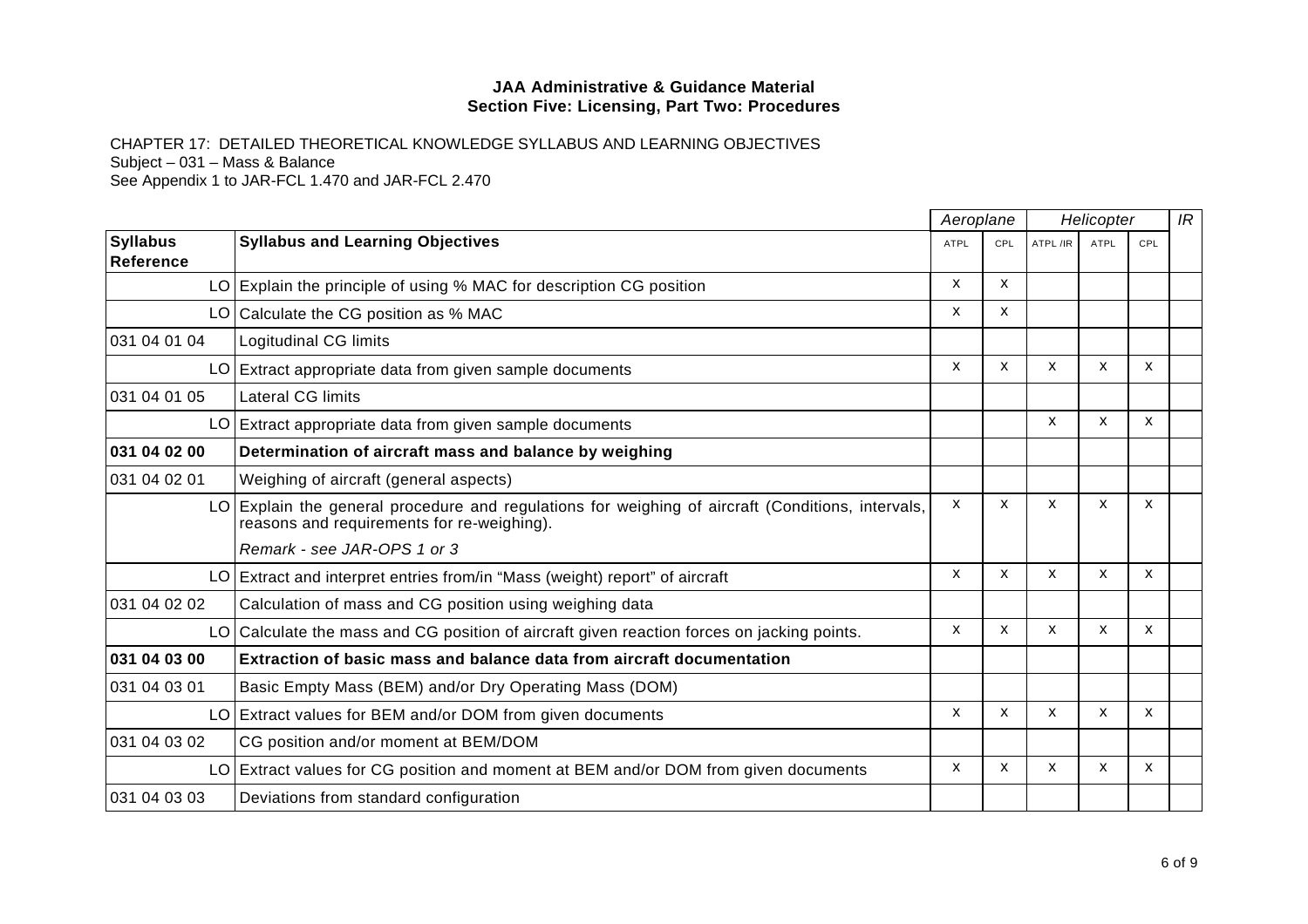**JAA Administrative & Guidance Material**
**Section Five: Licensing, Part Two: Procedures**

CHAPTER 17: DETAILED THEORETICAL KNOWLEDGE SYLLABUS AND LEARNING OBJECTIVES
Subject – 031 – Mass & Balance
See Appendix 1 to JAR-FCL 1.470 and JAR-FCL 2.470

| | | *Aeroplane* | | *Helicopter* | | | *IR* |
|---|---|---|---|---|---|---|---|
| **Syllabus Reference** | **Syllabus and Learning Objectives** | ATPL | CPL | ATPL /IR | ATPL | CPL | |
| LO | Explain the principle of using % MAC for description CG position | x | x | | | | |
| LO | Calculate the CG position as % MAC | x | x | | | | |
| 031 04 01 04 | Logitudinal CG limits | | | | | | |
| LO | Extract appropriate data from given sample documents | x | x | x | x | x | |
| 031 04 01 05 | Lateral CG limits | | | | | | |
| LO | Extract appropriate data from given sample documents | | | x | x | x | |
| **031 04 02 00** | **Determination of aircraft mass and balance by weighing** | | | | | | |
| 031 04 02 01 | Weighing of aircraft (general aspects) | | | | | | |
| LO | Explain the general procedure and regulations for weighing of aircraft (Conditions, intervals, reasons and requirements for re-weighing). | x | x | x | x | x | |
| | *Remark - see JAR-OPS 1 or 3* | | | | | | |
| LO | Extract and interpret entries from/in "Mass (weight) report" of aircraft | x | x | x | x | x | |
| 031 04 02 02 | Calculation of mass and CG position using weighing data | | | | | | |
| LO | Calculate the mass and CG position of aircraft given reaction forces on jacking points. | x | x | x | x | x | |
| **031 04 03 00** | **Extraction of basic mass and balance data from aircraft documentation** | | | | | | |
| 031 04 03 01 | Basic Empty Mass (BEM) and/or Dry Operating Mass (DOM) | | | | | | |
| LO | Extract values for BEM and/or DOM from given documents | x | x | x | x | x | |
| 031 04 03 02 | CG position and/or moment at BEM/DOM | | | | | | |
| LO | Extract values for CG position and moment at BEM and/or DOM from given documents | x | x | x | x | x | |
| 031 04 03 03 | Deviations from standard configuration | | | | | | |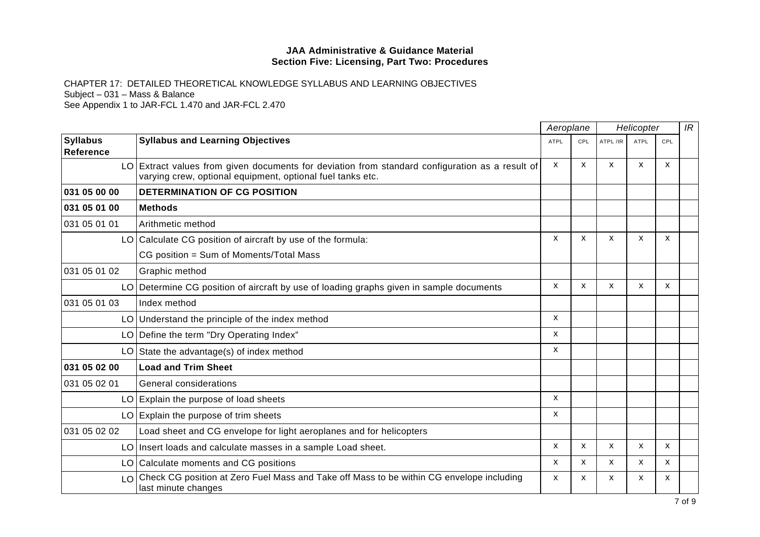**JAA Administrative & Guidance Material**
**Section Five: Licensing, Part Two: Procedures**

CHAPTER 17: DETAILED THEORETICAL KNOWLEDGE SYLLABUS AND LEARNING OBJECTIVES
Subject – 031 – Mass & Balance
See Appendix 1 to JAR-FCL 1.470 and JAR-FCL 2.470

| | | *Aeroplane* | | *Helicopter* | | | *IR* |
|---|---|---|---|---|---|---|---|
| **Syllabus Reference** | **Syllabus and Learning Objectives** | ATPL | CPL | ATPL /IR | ATPL | CPL | |
| LO | Extract values from given documents for deviation from standard configuration as a result of varying crew, optional equipment, optional fuel tanks etc. | X | X | X | X | X | |
| **031 05 00 00** | **DETERMINATION OF CG POSITION** | | | | | | |
| **031 05 01 00** | **Methods** | | | | | | |
| 031 05 01 01 | Arithmetic method | | | | | | |
| LO | Calculate CG position of aircraft by use of the formula: CG position = Sum of Moments/Total Mass | X | X | X | X | X | |
| 031 05 01 02 | Graphic method | | | | | | |
| LO | Determine CG position of aircraft by use of loading graphs given in sample documents | X | X | X | X | X | |
| 031 05 01 03 | Index method | | | | | | |
| LO | Understand the principle of the index method | X | | | | | |
| LO | Define the term "Dry Operating Index" | X | | | | | |
| LO | State the advantage(s) of index method | X | | | | | |
| **031 05 02 00** | **Load and Trim Sheet** | | | | | | |
| 031 05 02 01 | General considerations | | | | | | |
| LO | Explain the purpose of load sheets | X | | | | | |
| LO | Explain the purpose of trim sheets | X | | | | | |
| 031 05 02 02 | Load sheet and CG envelope for light aeroplanes and for helicopters | | | | | | |
| LO | Insert loads and calculate masses in a sample Load sheet. | X | X | X | X | X | |
| LO | Calculate moments and CG positions | X | X | X | X | X | |
| LO | Check CG position at Zero Fuel Mass and Take off Mass to be within CG envelope including last minute changes | X | X | X | X | X | |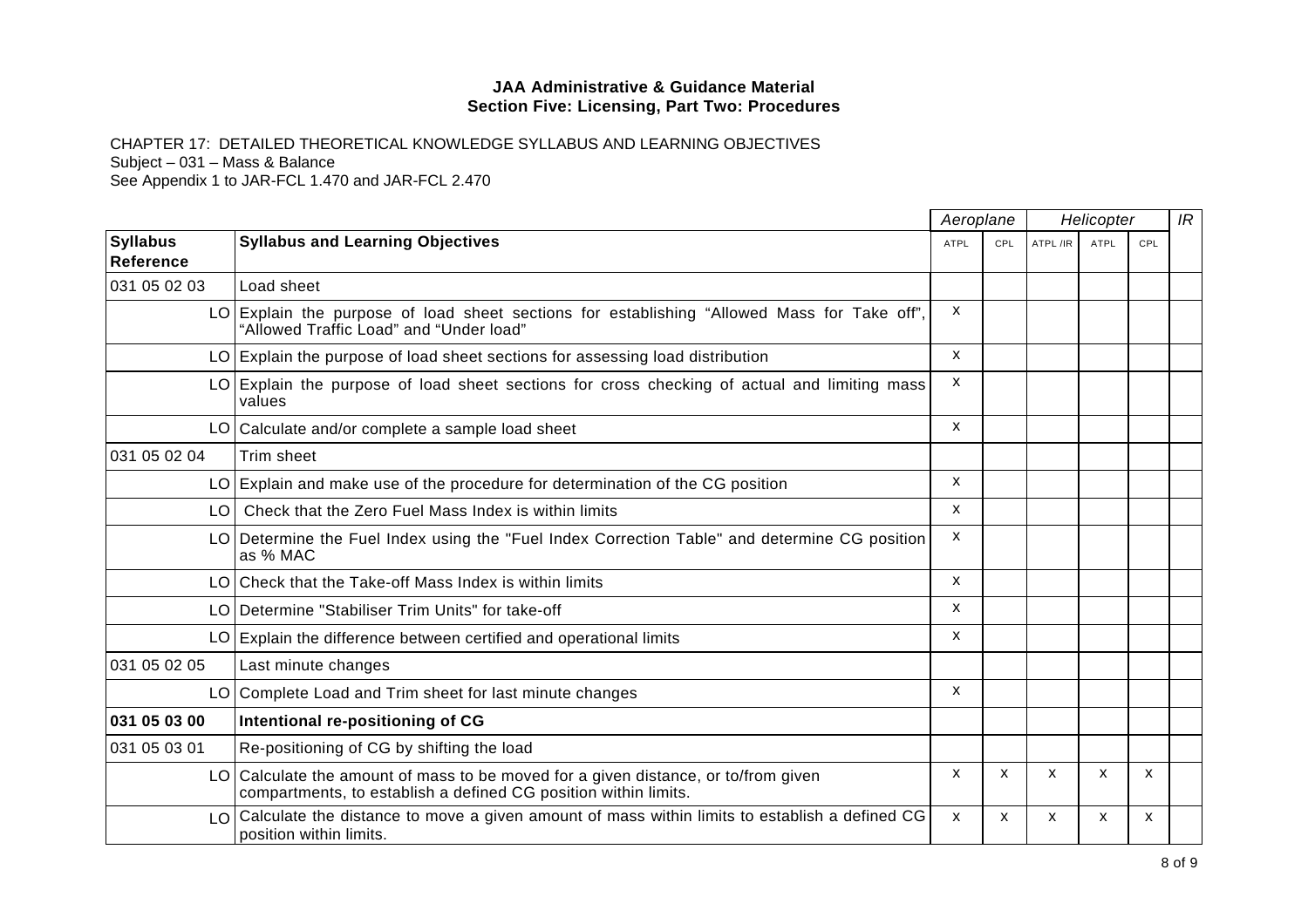**JAA Administrative & Guidance Material**
**Section Five: Licensing, Part Two: Procedures**

CHAPTER 17: DETAILED THEORETICAL KNOWLEDGE SYLLABUS AND LEARNING OBJECTIVES
Subject – 031 – Mass & Balance
See Appendix 1 to JAR-FCL 1.470 and JAR-FCL 2.470

| | | *Aeroplane* | | *Helicopter* | | | *IR* |
|---|---|---|---|---|---|---|---|
| **Syllabus Reference** | **Syllabus and Learning Objectives** | ATPL | CPL | ATPL /IR | ATPL | CPL | |
| 031 05 02 03 | Load sheet | | | | | | |
| LO | Explain the purpose of load sheet sections for establishing "Allowed Mass for Take off", "Allowed Traffic Load" and "Under load" | x | | | | | |
| LO | Explain the purpose of load sheet sections for assessing load distribution | x | | | | | |
| LO | Explain the purpose of load sheet sections for cross checking of actual and limiting mass values | x | | | | | |
| LO | Calculate and/or complete a sample load sheet | x | | | | | |
| 031 05 02 04 | Trim sheet | | | | | | |
| LO | Explain and make use of the procedure for determination of the CG position | x | | | | | |
| LO | Check that the Zero Fuel Mass Index is within limits | x | | | | | |
| LO | Determine the Fuel Index using the "Fuel Index Correction Table" and determine CG position as % MAC | x | | | | | |
| LO | Check that the Take-off Mass Index is within limits | x | | | | | |
| LO | Determine "Stabiliser Trim Units" for take-off | x | | | | | |
| LO | Explain the difference between certified and operational limits | x | | | | | |
| 031 05 02 05 | Last minute changes | | | | | | |
| LO | Complete Load and Trim sheet for last minute changes | x | | | | | |
| **031 05 03 00** | **Intentional re-positioning of CG** | | | | | | |
| 031 05 03 01 | Re-positioning of CG by shifting the load | | | | | | |
| LO | Calculate the amount of mass to be moved for a given distance, or to/from given compartments, to establish a defined CG position within limits. | x | x | x | x | x | |
| LO | Calculate the distance to move a given amount of mass within limits to establish a defined CG position within limits. | x | x | x | x | x | |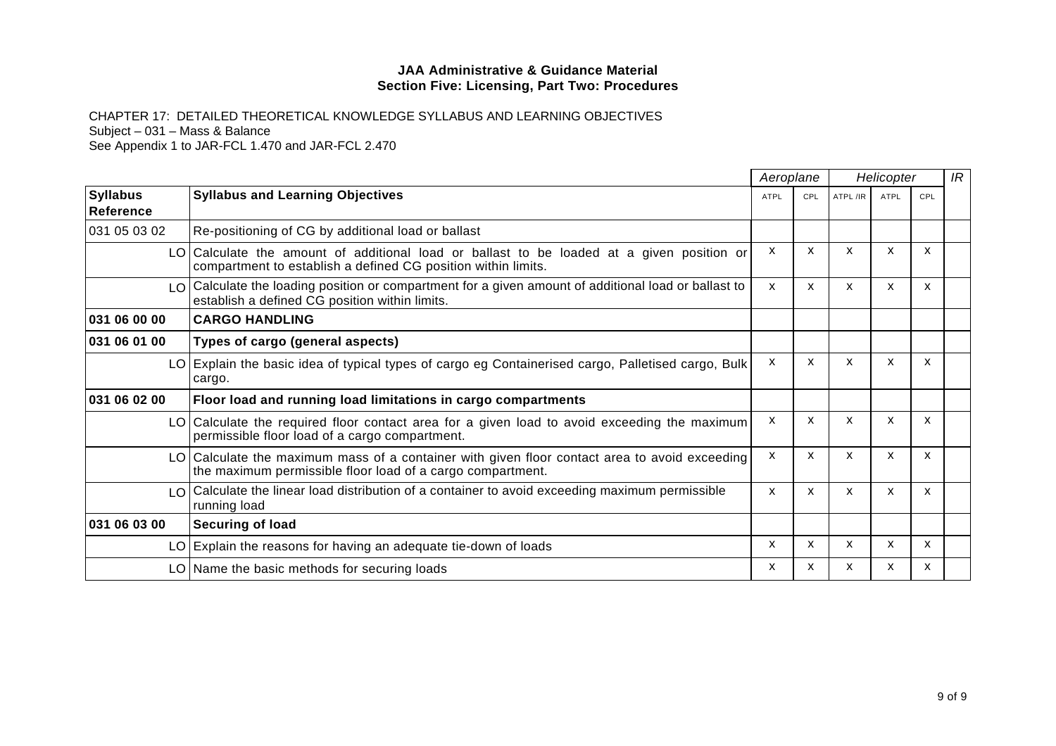**JAA Administrative & Guidance Material**
**Section Five: Licensing, Part Two: Procedures**

CHAPTER 17: DETAILED THEORETICAL KNOWLEDGE SYLLABUS AND LEARNING OBJECTIVES
Subject – 031 – Mass & Balance
See Appendix 1 to JAR-FCL 1.470 and JAR-FCL 2.470

| | | | *Aeroplane* | | *Helicopter* | | | *IR* |
|---|---|---|---|---|---|---|---|---|
| **Syllabus Reference** | | **Syllabus and Learning Objectives** | ATPL | CPL | ATPL /IR | ATPL | CPL | |
| 031 05 03 02 | | Re-positioning of CG by additional load or ballast | | | | | | |
| | LO | Calculate the amount of additional load or ballast to be loaded at a given position or compartment to establish a defined CG position within limits. | x | x | x | x | x | |
| | LO | Calculate the loading position or compartment for a given amount of additional load or ballast to establish a defined CG position within limits. | x | x | x | x | x | |
| **031 06 00 00** | | **CARGO HANDLING** | | | | | | |
| **031 06 01 00** | | **Types of cargo (general aspects)** | | | | | | |
| | LO | Explain the basic idea of typical types of cargo eg Containerised cargo, Palletised cargo, Bulk cargo. | x | x | x | x | x | |
| **031 06 02 00** | | **Floor load and running load limitations in cargo compartments** | | | | | | |
| | LO | Calculate the required floor contact area for a given load to avoid exceeding the maximum permissible floor load of a cargo compartment. | x | x | x | x | x | |
| | LO | Calculate the maximum mass of a container with given floor contact area to avoid exceeding the maximum permissible floor load of a cargo compartment. | x | x | x | x | x | |
| | LO | Calculate the linear load distribution of a container to avoid exceeding maximum permissible running load | x | x | x | x | x | |
| **031 06 03 00** | | **Securing of load** | | | | | | |
| | LO | Explain the reasons for having an adequate tie-down of loads | x | x | x | x | x | |
| | LO | Name the basic methods for securing loads | x | x | x | x | x | |